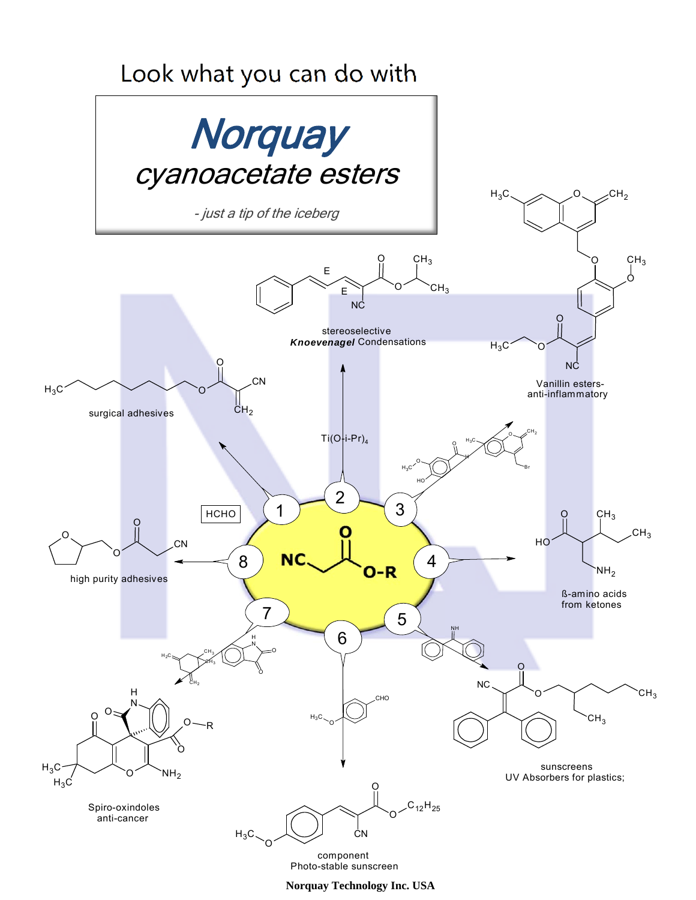Look what you can do with

# Norquay

## *cyanoacetate esters*

*- just a tip of the iceberg*

NC–CH₂–C(=O)–O-R

1. HCHO — surgical adhesives
2. $Ti(O\text{-}i\text{-}Pr)_4$ — stereoselective ***Knoevenagel*** Condensations
3. Vanillin esters- anti-inflammatory
4. ß-amino acids from ketones
5. sunscreens UV Absorbers for plastics;
6. component Photo-stable sunscreen
7. Spiro-oxindoles anti-cancer
8. high purity adhesives

**Norquay Technology Inc. USA**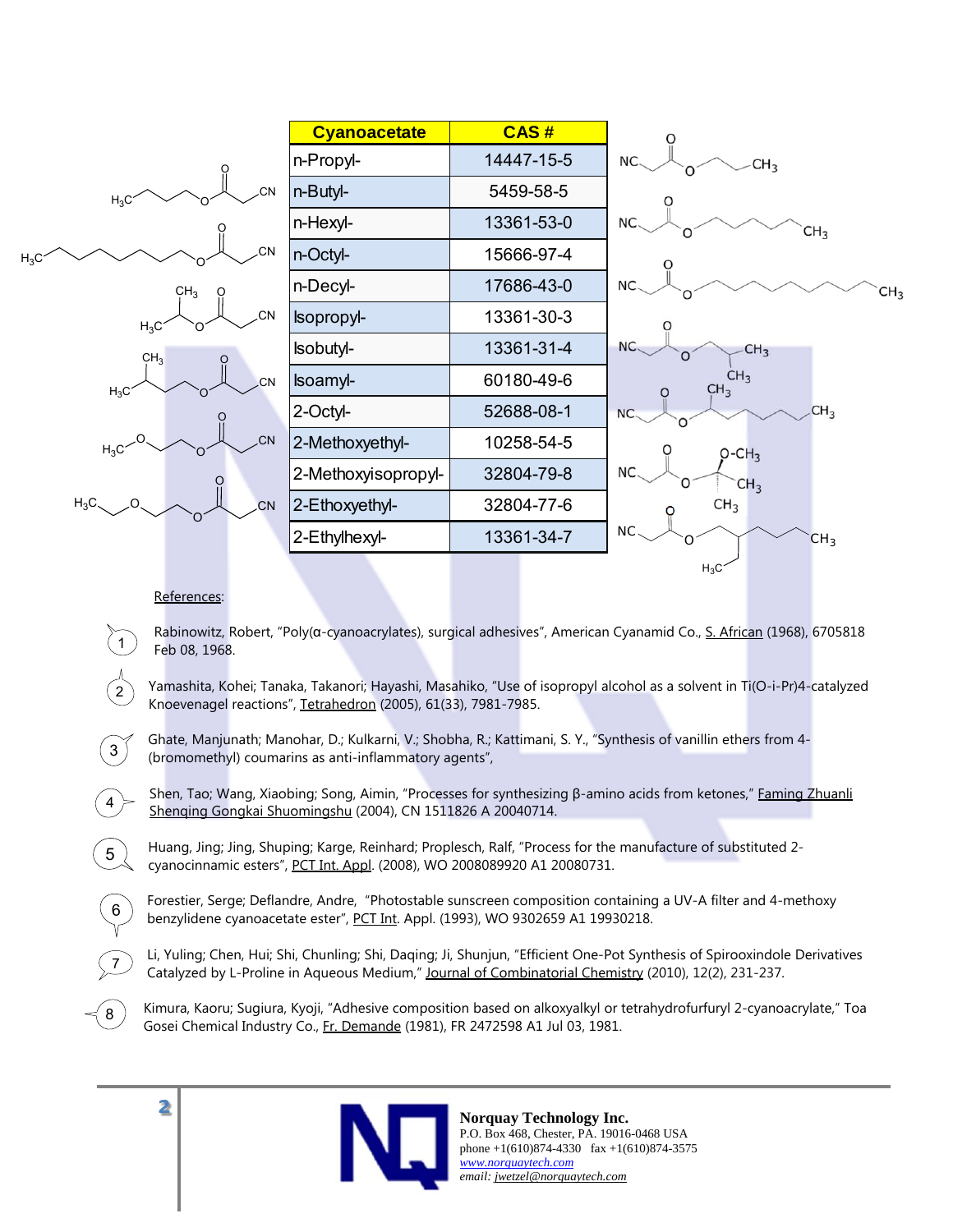| Cyanoacetate | CAS # |
|---|---|
| n-Propyl- | 14447-15-5 |
| n-Butyl- | 5459-58-5 |
| n-Hexyl- | 13361-53-0 |
| n-Octyl- | 15666-97-4 |
| n-Decyl- | 17686-43-0 |
| Isopropyl- | 13361-30-3 |
| Isobutyl- | 13361-31-4 |
| Isoamyl- | 60180-49-6 |
| 2-Octyl- | 52688-08-1 |
| 2-Methoxyethyl- | 10258-54-5 |
| 2-Methoxyisopropyl- | 32804-79-8 |
| 2-Ethoxyethyl- | 32804-77-6 |
| 2-Ethylhexyl- | 13361-34-7 |

References:

1. Rabinowitz, Robert, "Poly(α-cyanoacrylates), surgical adhesives", American Cyanamid Co., S. African (1968), 6705818 Feb 08, 1968.

2. Yamashita, Kohei; Tanaka, Takanori; Hayashi, Masahiko, "Use of isopropyl alcohol as a solvent in Ti(O-i-Pr)4-catalyzed Knoevenagel reactions", Tetrahedron (2005), 61(33), 7981-7985.

3. Ghate, Manjunath; Manohar, D.; Kulkarni, V.; Shobha, R.; Kattimani, S. Y., "Synthesis of vanillin ethers from 4-(bromomethyl) coumarins as anti-inflammatory agents",

4. Shen, Tao; Wang, Xiaobing; Song, Aimin, "Processes for synthesizing β-amino acids from ketones," Faming Zhuanli Shenqing Gongkai Shuomingshu (2004), CN 1511826 A 20040714.

5. Huang, Jing; Jing, Shuping; Karge, Reinhard; Proplesch, Ralf, "Process for the manufacture of substituted 2-cyanocinnamic esters", PCT Int. Appl. (2008), WO 2008089920 A1 20080731.

6. Forestier, Serge; Deflandre, Andre, "Photostable sunscreen composition containing a UV-A filter and 4-methoxy benzylidene cyanoacetate ester", PCT Int. Appl. (1993), WO 9302659 A1 19930218.

7. Li, Yuling; Chen, Hui; Shi, Chunling; Shi, Daqing; Ji, Shunjun, "Efficient One-Pot Synthesis of Spirooxindole Derivatives Catalyzed by L-Proline in Aqueous Medium," Journal of Combinatorial Chemistry (2010), 12(2), 231-237.

8. Kimura, Kaoru; Sugiura, Kyoji, "Adhesive composition based on alkoxyalkyl or tetrahydrofurfuryl 2-cyanoacrylate," Toa Gosei Chemical Industry Co., Fr. Demande (1981), FR 2472598 A1 Jul 03, 1981.

**Norquay Technology Inc.**
P.O. Box 468, Chester, PA. 19016-0468 USA
phone +1(610)874-4330 fax +1(610)874-3575
*www.norquaytech.com*
*email: jwetzel@norquaytech.com*